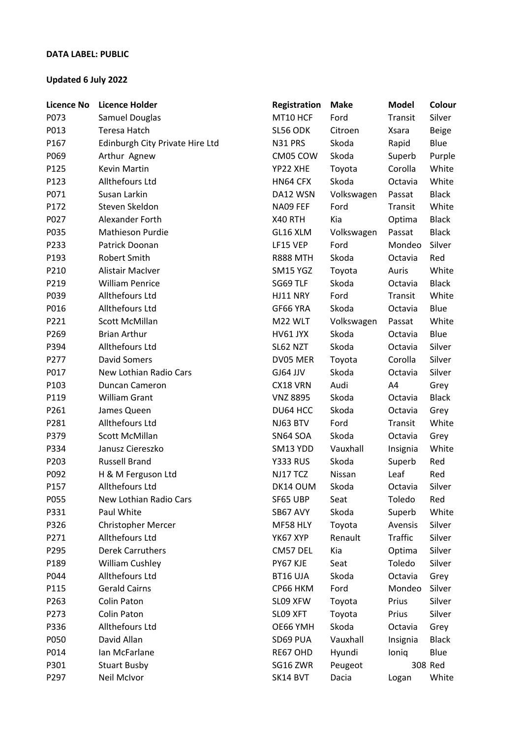**DATA LABEL: PUBLIC**

**Updated 6 July 2022**

| Licence No | Licence Holder | Registration | Make | Model | Colour |
|---|---|---|---|---|---|
| P073 | Samuel Douglas | MT10 HCF | Ford | Transit | Silver |
| P013 | Teresa Hatch | SL56 ODK | Citroen | Xsara | Beige |
| P167 | Edinburgh City Private Hire Ltd | N31 PRS | Skoda | Rapid | Blue |
| P069 | Arthur  Agnew | CM05 COW | Skoda | Superb | Purple |
| P125 | Kevin Martin | YP22 XHE | Toyota | Corolla | White |
| P123 | Allthefours Ltd | HN64 CFX | Skoda | Octavia | White |
| P071 | Susan Larkin | DA12 WSN | Volkswagen | Passat | Black |
| P172 | Steven Skeldon | NA09 FEF | Ford | Transit | White |
| P027 | Alexander Forth | X40 RTH | Kia | Optima | Black |
| P035 | Mathieson Purdie | GL16 XLM | Volkswagen | Passat | Black |
| P233 | Patrick Doonan | LF15 VEP | Ford | Mondeo | Silver |
| P193 | Robert Smith | R888 MTH | Skoda | Octavia | Red |
| P210 | Alistair MacIver | SM15 YGZ | Toyota | Auris | White |
| P219 | William Penrice | SG69 TLF | Skoda | Octavia | Black |
| P039 | Allthefours Ltd | HJ11 NRY | Ford | Transit | White |
| P016 | Allthefours Ltd | GF66 YRA | Skoda | Octavia | Blue |
| P221 | Scott McMillan | M22 WLT | Volkswagen | Passat | White |
| P269 | Brian Arthur | HV61 JYX | Skoda | Octavia | Blue |
| P394 | Allthefours Ltd | SL62 NZT | Skoda | Octavia | Silver |
| P277 | David Somers | DV05 MER | Toyota | Corolla | Silver |
| P017 | New Lothian Radio Cars | GJ64 JJV | Skoda | Octavia | Silver |
| P103 | Duncan Cameron | CX18 VRN | Audi | A4 | Grey |
| P119 | William Grant | VNZ 8895 | Skoda | Octavia | Black |
| P261 | James Queen | DU64 HCC | Skoda | Octavia | Grey |
| P281 | Allthefours Ltd | NJ63 BTV | Ford | Transit | White |
| P379 | Scott McMillan | SN64 SOA | Skoda | Octavia | Grey |
| P334 | Janusz Ciereszko | SM13 YDD | Vauxhall | Insignia | White |
| P203 | Russell Brand | Y333 RUS | Skoda | Superb | Red |
| P092 | H & M Ferguson Ltd | NJ17 TCZ | Nissan | Leaf | Red |
| P157 | Allthefours Ltd | DK14 OUM | Skoda | Octavia | Silver |
| P055 | New Lothian Radio Cars | SF65 UBP | Seat | Toledo | Red |
| P331 | Paul White | SB67 AVY | Skoda | Superb | White |
| P326 | Christopher Mercer | MF58 HLY | Toyota | Avensis | Silver |
| P271 | Allthefours Ltd | YK67 XYP | Renault | Traffic | Silver |
| P295 | Derek Carruthers | CM57 DEL | Kia | Optima | Silver |
| P189 | William Cushley | PY67 KJE | Seat | Toledo | Silver |
| P044 | Allthefours Ltd | BT16 UJA | Skoda | Octavia | Grey |
| P115 | Gerald Cairns | CP66 HKM | Ford | Mondeo | Silver |
| P263 | Colin Paton | SL09 XFW | Toyota | Prius | Silver |
| P273 | Colin Paton | SL09 XFT | Toyota | Prius | Silver |
| P336 | Allthefours Ltd | OE66 YMH | Skoda | Octavia | Grey |
| P050 | David Allan | SD69 PUA | Vauxhall | Insignia | Black |
| P014 | Ian McFarlane | RE67 OHD | Hyundi | Ioniq | Blue |
| P301 | Stuart Busby | SG16 ZWR | Peugeot | 308 | Red |
| P297 | Neil McIvor | SK14 BVT | Dacia | Logan | White |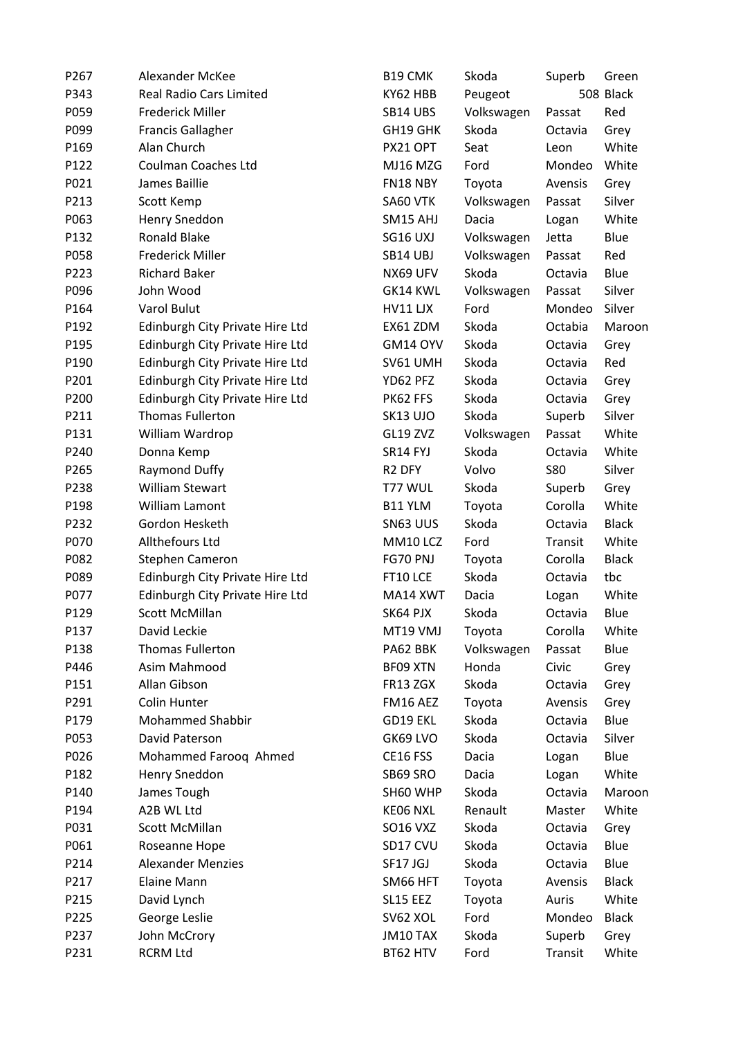| | | | | | |
|---|---|---|---|---|---|
| P267 | Alexander McKee | B19 CMK | Skoda | Superb | Green |
| P343 | Real Radio Cars Limited | KY62 HBB | Peugeot | 508 | Black |
| P059 | Frederick Miller | SB14 UBS | Volkswagen | Passat | Red |
| P099 | Francis Gallagher | GH19 GHK | Skoda | Octavia | Grey |
| P169 | Alan Church | PX21 OPT | Seat | Leon | White |
| P122 | Coulman Coaches Ltd | MJ16 MZG | Ford | Mondeo | White |
| P021 | James Baillie | FN18 NBY | Toyota | Avensis | Grey |
| P213 | Scott Kemp | SA60 VTK | Volkswagen | Passat | Silver |
| P063 | Henry Sneddon | SM15 AHJ | Dacia | Logan | White |
| P132 | Ronald Blake | SG16 UXJ | Volkswagen | Jetta | Blue |
| P058 | Frederick Miller | SB14 UBJ | Volkswagen | Passat | Red |
| P223 | Richard Baker | NX69 UFV | Skoda | Octavia | Blue |
| P096 | John Wood | GK14 KWL | Volkswagen | Passat | Silver |
| P164 | Varol Bulut | HV11 LJX | Ford | Mondeo | Silver |
| P192 | Edinburgh City Private Hire Ltd | EX61 ZDM | Skoda | Octabia | Maroon |
| P195 | Edinburgh City Private Hire Ltd | GM14 OYV | Skoda | Octavia | Grey |
| P190 | Edinburgh City Private Hire Ltd | SV61 UMH | Skoda | Octavia | Red |
| P201 | Edinburgh City Private Hire Ltd | YD62 PFZ | Skoda | Octavia | Grey |
| P200 | Edinburgh City Private Hire Ltd | PK62 FFS | Skoda | Octavia | Grey |
| P211 | Thomas Fullerton | SK13 UJO | Skoda | Superb | Silver |
| P131 | William Wardrop | GL19 ZVZ | Volkswagen | Passat | White |
| P240 | Donna Kemp | SR14 FYJ | Skoda | Octavia | White |
| P265 | Raymond Duffy | R2 DFY | Volvo | S80 | Silver |
| P238 | William Stewart | T77 WUL | Skoda | Superb | Grey |
| P198 | William Lamont | B11 YLM | Toyota | Corolla | White |
| P232 | Gordon Hesketh | SN63 UUS | Skoda | Octavia | Black |
| P070 | Allthefours Ltd | MM10 LCZ | Ford | Transit | White |
| P082 | Stephen Cameron | FG70 PNJ | Toyota | Corolla | Black |
| P089 | Edinburgh City Private Hire Ltd | FT10 LCE | Skoda | Octavia | tbc |
| P077 | Edinburgh City Private Hire Ltd | MA14 XWT | Dacia | Logan | White |
| P129 | Scott McMillan | SK64 PJX | Skoda | Octavia | Blue |
| P137 | David Leckie | MT19 VMJ | Toyota | Corolla | White |
| P138 | Thomas Fullerton | PA62 BBK | Volkswagen | Passat | Blue |
| P446 | Asim Mahmood | BF09 XTN | Honda | Civic | Grey |
| P151 | Allan Gibson | FR13 ZGX | Skoda | Octavia | Grey |
| P291 | Colin Hunter | FM16 AEZ | Toyota | Avensis | Grey |
| P179 | Mohammed Shabbir | GD19 EKL | Skoda | Octavia | Blue |
| P053 | David Paterson | GK69 LVO | Skoda | Octavia | Silver |
| P026 | Mohammed Farooq Ahmed | CE16 FSS | Dacia | Logan | Blue |
| P182 | Henry Sneddon | SB69 SRO | Dacia | Logan | White |
| P140 | James Tough | SH60 WHP | Skoda | Octavia | Maroon |
| P194 | A2B WL Ltd | KE06 NXL | Renault | Master | White |
| P031 | Scott McMillan | SO16 VXZ | Skoda | Octavia | Grey |
| P061 | Roseanne Hope | SD17 CVU | Skoda | Octavia | Blue |
| P214 | Alexander Menzies | SF17 JGJ | Skoda | Octavia | Blue |
| P217 | Elaine Mann | SM66 HFT | Toyota | Avensis | Black |
| P215 | David Lynch | SL15 EEZ | Toyota | Auris | White |
| P225 | George Leslie | SV62 XOL | Ford | Mondeo | Black |
| P237 | John McCrory | JM10 TAX | Skoda | Superb | Grey |
| P231 | RCRM Ltd | BT62 HTV | Ford | Transit | White |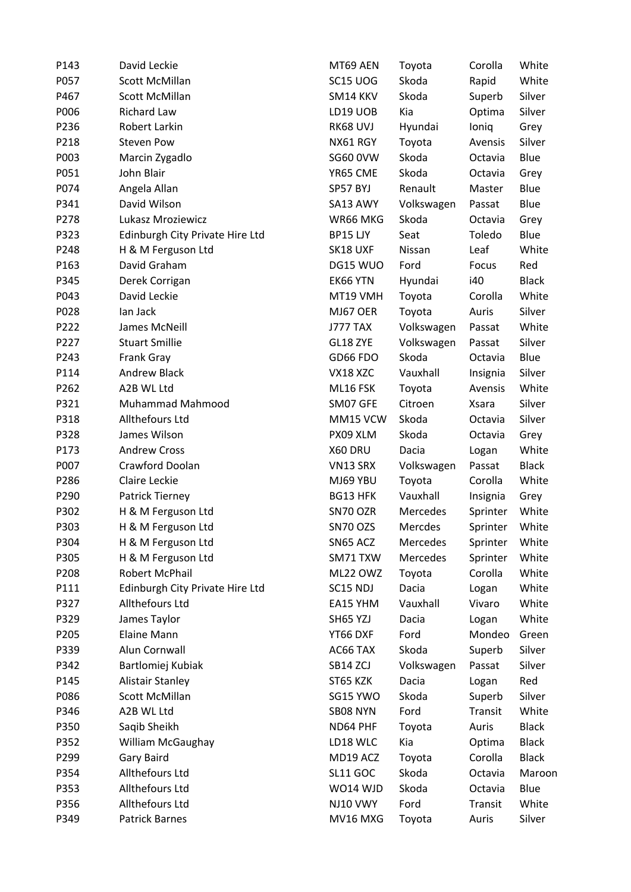| | | | | | |
|---|---|---|---|---|---|
| P143 | David Leckie | MT69 AEN | Toyota | Corolla | White |
| P057 | Scott McMillan | SC15 UOG | Skoda | Rapid | White |
| P467 | Scott McMillan | SM14 KKV | Skoda | Superb | Silver |
| P006 | Richard Law | LD19 UOB | Kia | Optima | Silver |
| P236 | Robert Larkin | RK68 UVJ | Hyundai | Ioniq | Grey |
| P218 | Steven Pow | NX61 RGY | Toyota | Avensis | Silver |
| P003 | Marcin Zygadlo | SG60 0VW | Skoda | Octavia | Blue |
| P051 | John Blair | YR65 CME | Skoda | Octavia | Grey |
| P074 | Angela Allan | SP57 BYJ | Renault | Master | Blue |
| P341 | David Wilson | SA13 AWY | Volkswagen | Passat | Blue |
| P278 | Lukasz Mroziewicz | WR66 MKG | Skoda | Octavia | Grey |
| P323 | Edinburgh City Private Hire Ltd | BP15 LJY | Seat | Toledo | Blue |
| P248 | H & M Ferguson Ltd | SK18 UXF | Nissan | Leaf | White |
| P163 | David Graham | DG15 WUO | Ford | Focus | Red |
| P345 | Derek Corrigan | EK66 YTN | Hyundai | i40 | Black |
| P043 | David Leckie | MT19 VMH | Toyota | Corolla | White |
| P028 | Ian Jack | MJ67 OER | Toyota | Auris | Silver |
| P222 | James McNeill | J777 TAX | Volkswagen | Passat | White |
| P227 | Stuart Smillie | GL18 ZYE | Volkswagen | Passat | Silver |
| P243 | Frank Gray | GD66 FDO | Skoda | Octavia | Blue |
| P114 | Andrew Black | VX18 XZC | Vauxhall | Insignia | Silver |
| P262 | A2B WL Ltd | ML16 FSK | Toyota | Avensis | White |
| P321 | Muhammad Mahmood | SM07 GFE | Citroen | Xsara | Silver |
| P318 | Allthefours Ltd | MM15 VCW | Skoda | Octavia | Silver |
| P328 | James Wilson | PX09 XLM | Skoda | Octavia | Grey |
| P173 | Andrew Cross | X60 DRU | Dacia | Logan | White |
| P007 | Crawford Doolan | VN13 SRX | Volkswagen | Passat | Black |
| P286 | Claire Leckie | MJ69 YBU | Toyota | Corolla | White |
| P290 | Patrick Tierney | BG13 HFK | Vauxhall | Insignia | Grey |
| P302 | H & M Ferguson Ltd | SN70 OZR | Mercedes | Sprinter | White |
| P303 | H & M Ferguson Ltd | SN70 OZS | Mercdes | Sprinter | White |
| P304 | H & M Ferguson Ltd | SN65 ACZ | Mercedes | Sprinter | White |
| P305 | H & M Ferguson Ltd | SM71 TXW | Mercedes | Sprinter | White |
| P208 | Robert McPhail | ML22 OWZ | Toyota | Corolla | White |
| P111 | Edinburgh City Private Hire Ltd | SC15 NDJ | Dacia | Logan | White |
| P327 | Allthefours Ltd | EA15 YHM | Vauxhall | Vivaro | White |
| P329 | James Taylor | SH65 YZJ | Dacia | Logan | White |
| P205 | Elaine Mann | YT66 DXF | Ford | Mondeo | Green |
| P339 | Alun Cornwall | AC66 TAX | Skoda | Superb | Silver |
| P342 | Bartlomiej Kubiak | SB14 ZCJ | Volkswagen | Passat | Silver |
| P145 | Alistair Stanley | ST65 KZK | Dacia | Logan | Red |
| P086 | Scott McMillan | SG15 YWO | Skoda | Superb | Silver |
| P346 | A2B WL Ltd | SB08 NYN | Ford | Transit | White |
| P350 | Saqib Sheikh | ND64 PHF | Toyota | Auris | Black |
| P352 | William McGaughay | LD18 WLC | Kia | Optima | Black |
| P299 | Gary Baird | MD19 ACZ | Toyota | Corolla | Black |
| P354 | Allthefours Ltd | SL11 GOC | Skoda | Octavia | Maroon |
| P353 | Allthefours Ltd | WO14 WJD | Skoda | Octavia | Blue |
| P356 | Allthefours Ltd | NJ10 VWY | Ford | Transit | White |
| P349 | Patrick Barnes | MV16 MXG | Toyota | Auris | Silver |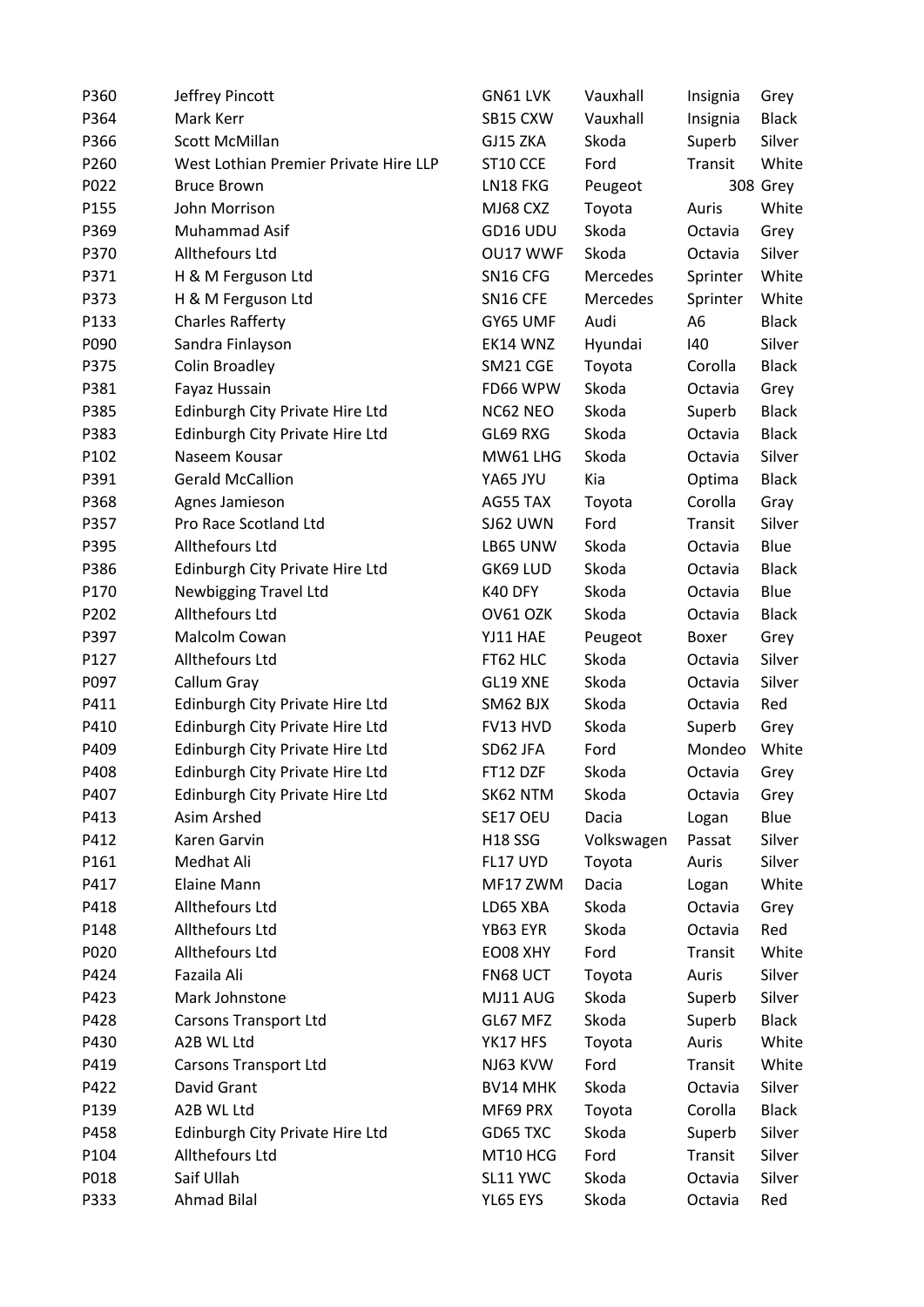| | | | | | |
|---|---|---|---|---|---|
| P360 | Jeffrey Pincott | GN61 LVK | Vauxhall | Insignia | Grey |
| P364 | Mark Kerr | SB15 CXW | Vauxhall | Insignia | Black |
| P366 | Scott McMillan | GJ15 ZKA | Skoda | Superb | Silver |
| P260 | West Lothian Premier Private Hire LLP | ST10 CCE | Ford | Transit | White |
| P022 | Bruce Brown | LN18 FKG | Peugeot | 308 | Grey |
| P155 | John Morrison | MJ68 CXZ | Toyota | Auris | White |
| P369 | Muhammad Asif | GD16 UDU | Skoda | Octavia | Grey |
| P370 | Allthefours Ltd | OU17 WWF | Skoda | Octavia | Silver |
| P371 | H & M Ferguson Ltd | SN16 CFG | Mercedes | Sprinter | White |
| P373 | H & M Ferguson Ltd | SN16 CFE | Mercedes | Sprinter | White |
| P133 | Charles Rafferty | GY65 UMF | Audi | A6 | Black |
| P090 | Sandra Finlayson | EK14 WNZ | Hyundai | I40 | Silver |
| P375 | Colin Broadley | SM21 CGE | Toyota | Corolla | Black |
| P381 | Fayaz Hussain | FD66 WPW | Skoda | Octavia | Grey |
| P385 | Edinburgh City Private Hire Ltd | NC62 NEO | Skoda | Superb | Black |
| P383 | Edinburgh City Private Hire Ltd | GL69 RXG | Skoda | Octavia | Black |
| P102 | Naseem Kousar | MW61 LHG | Skoda | Octavia | Silver |
| P391 | Gerald McCallion | YA65 JYU | Kia | Optima | Black |
| P368 | Agnes Jamieson | AG55 TAX | Toyota | Corolla | Gray |
| P357 | Pro Race Scotland Ltd | SJ62 UWN | Ford | Transit | Silver |
| P395 | Allthefours Ltd | LB65 UNW | Skoda | Octavia | Blue |
| P386 | Edinburgh City Private Hire Ltd | GK69 LUD | Skoda | Octavia | Black |
| P170 | Newbigging Travel Ltd | K40 DFY | Skoda | Octavia | Blue |
| P202 | Allthefours Ltd | OV61 OZK | Skoda | Octavia | Black |
| P397 | Malcolm Cowan | YJ11 HAE | Peugeot | Boxer | Grey |
| P127 | Allthefours Ltd | FT62 HLC | Skoda | Octavia | Silver |
| P097 | Callum Gray | GL19 XNE | Skoda | Octavia | Silver |
| P411 | Edinburgh City Private Hire Ltd | SM62 BJX | Skoda | Octavia | Red |
| P410 | Edinburgh City Private Hire Ltd | FV13 HVD | Skoda | Superb | Grey |
| P409 | Edinburgh City Private Hire Ltd | SD62 JFA | Ford | Mondeo | White |
| P408 | Edinburgh City Private Hire Ltd | FT12 DZF | Skoda | Octavia | Grey |
| P407 | Edinburgh City Private Hire Ltd | SK62 NTM | Skoda | Octavia | Grey |
| P413 | Asim Arshed | SE17 OEU | Dacia | Logan | Blue |
| P412 | Karen Garvin | H18 SSG | Volkswagen | Passat | Silver |
| P161 | Medhat Ali | FL17 UYD | Toyota | Auris | Silver |
| P417 | Elaine Mann | MF17 ZWM | Dacia | Logan | White |
| P418 | Allthefours Ltd | LD65 XBA | Skoda | Octavia | Grey |
| P148 | Allthefours Ltd | YB63 EYR | Skoda | Octavia | Red |
| P020 | Allthefours Ltd | EO08 XHY | Ford | Transit | White |
| P424 | Fazaila Ali | FN68 UCT | Toyota | Auris | Silver |
| P423 | Mark Johnstone | MJ11 AUG | Skoda | Superb | Silver |
| P428 | Carsons Transport Ltd | GL67 MFZ | Skoda | Superb | Black |
| P430 | A2B WL Ltd | YK17 HFS | Toyota | Auris | White |
| P419 | Carsons Transport Ltd | NJ63 KVW | Ford | Transit | White |
| P422 | David Grant | BV14 MHK | Skoda | Octavia | Silver |
| P139 | A2B WL Ltd | MF69 PRX | Toyota | Corolla | Black |
| P458 | Edinburgh City Private Hire Ltd | GD65 TXC | Skoda | Superb | Silver |
| P104 | Allthefours Ltd | MT10 HCG | Ford | Transit | Silver |
| P018 | Saif Ullah | SL11 YWC | Skoda | Octavia | Silver |
| P333 | Ahmad Bilal | YL65 EYS | Skoda | Octavia | Red |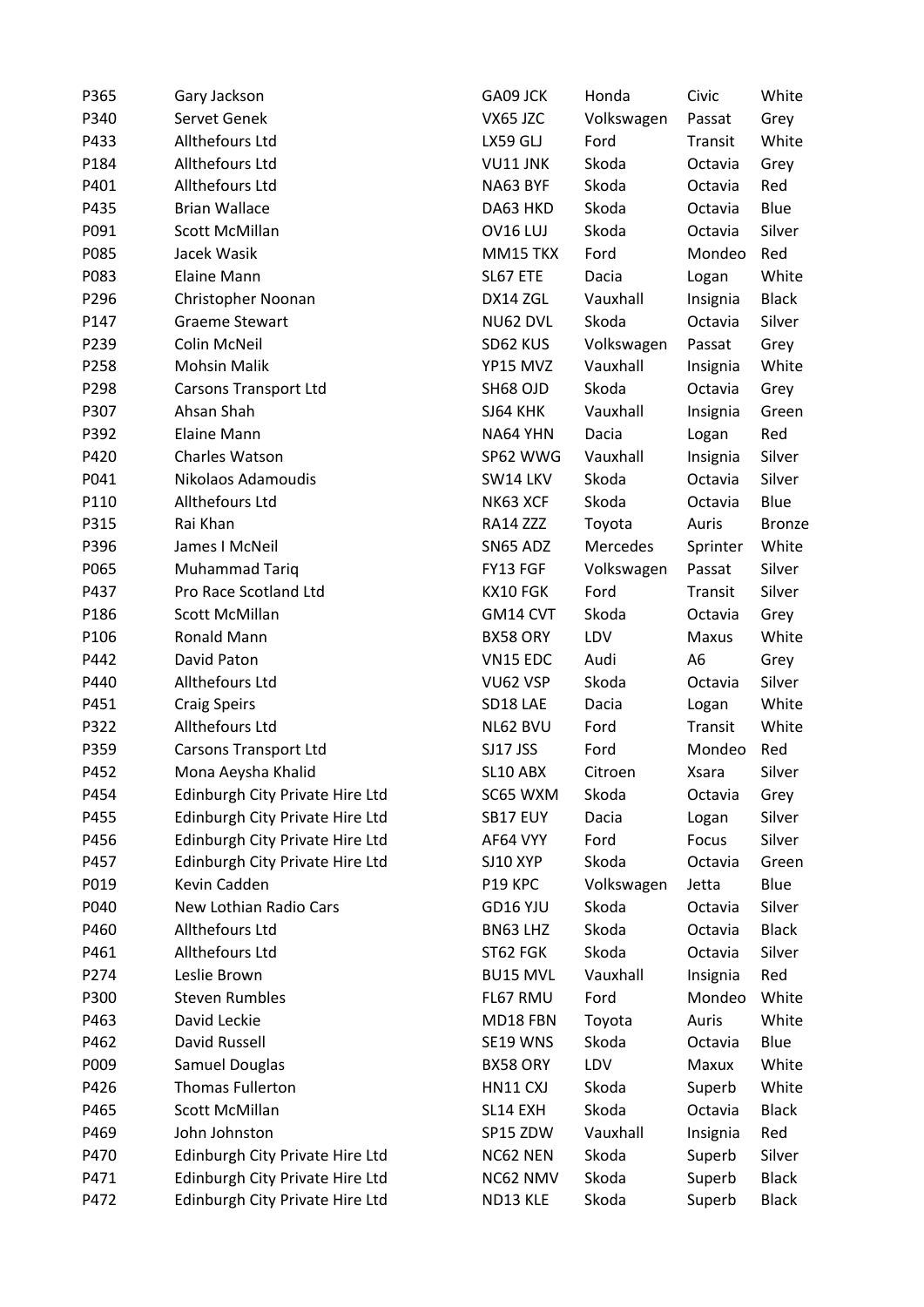| | | | | | |
|---|---|---|---|---|---|
| P365 | Gary Jackson | GA09 JCK | Honda | Civic | White |
| P340 | Servet Genek | VX65 JZC | Volkswagen | Passat | Grey |
| P433 | Allthefours Ltd | LX59 GLJ | Ford | Transit | White |
| P184 | Allthefours Ltd | VU11 JNK | Skoda | Octavia | Grey |
| P401 | Allthefours Ltd | NA63 BYF | Skoda | Octavia | Red |
| P435 | Brian Wallace | DA63 HKD | Skoda | Octavia | Blue |
| P091 | Scott McMillan | OV16 LUJ | Skoda | Octavia | Silver |
| P085 | Jacek Wasik | MM15 TKX | Ford | Mondeo | Red |
| P083 | Elaine Mann | SL67 ETE | Dacia | Logan | White |
| P296 | Christopher Noonan | DX14 ZGL | Vauxhall | Insignia | Black |
| P147 | Graeme Stewart | NU62 DVL | Skoda | Octavia | Silver |
| P239 | Colin McNeil | SD62 KUS | Volkswagen | Passat | Grey |
| P258 | Mohsin Malik | YP15 MVZ | Vauxhall | Insignia | White |
| P298 | Carsons Transport Ltd | SH68 OJD | Skoda | Octavia | Grey |
| P307 | Ahsan Shah | SJ64 KHK | Vauxhall | Insignia | Green |
| P392 | Elaine Mann | NA64 YHN | Dacia | Logan | Red |
| P420 | Charles Watson | SP62 WWG | Vauxhall | Insignia | Silver |
| P041 | Nikolaos Adamoudis | SW14 LKV | Skoda | Octavia | Silver |
| P110 | Allthefours Ltd | NK63 XCF | Skoda | Octavia | Blue |
| P315 | Rai Khan | RA14 ZZZ | Toyota | Auris | Bronze |
| P396 | James I McNeil | SN65 ADZ | Mercedes | Sprinter | White |
| P065 | Muhammad Tariq | FY13 FGF | Volkswagen | Passat | Silver |
| P437 | Pro Race Scotland Ltd | KX10 FGK | Ford | Transit | Silver |
| P186 | Scott McMillan | GM14 CVT | Skoda | Octavia | Grey |
| P106 | Ronald Mann | BX58 ORY | LDV | Maxus | White |
| P442 | David Paton | VN15 EDC | Audi | A6 | Grey |
| P440 | Allthefours Ltd | VU62 VSP | Skoda | Octavia | Silver |
| P451 | Craig Speirs | SD18 LAE | Dacia | Logan | White |
| P322 | Allthefours Ltd | NL62 BVU | Ford | Transit | White |
| P359 | Carsons Transport Ltd | SJ17 JSS | Ford | Mondeo | Red |
| P452 | Mona Aeysha Khalid | SL10 ABX | Citroen | Xsara | Silver |
| P454 | Edinburgh City Private Hire Ltd | SC65 WXM | Skoda | Octavia | Grey |
| P455 | Edinburgh City Private Hire Ltd | SB17 EUY | Dacia | Logan | Silver |
| P456 | Edinburgh City Private Hire Ltd | AF64 VYY | Ford | Focus | Silver |
| P457 | Edinburgh City Private Hire Ltd | SJ10 XYP | Skoda | Octavia | Green |
| P019 | Kevin Cadden | P19 KPC | Volkswagen | Jetta | Blue |
| P040 | New Lothian Radio Cars | GD16 YJU | Skoda | Octavia | Silver |
| P460 | Allthefours Ltd | BN63 LHZ | Skoda | Octavia | Black |
| P461 | Allthefours Ltd | ST62 FGK | Skoda | Octavia | Silver |
| P274 | Leslie Brown | BU15 MVL | Vauxhall | Insignia | Red |
| P300 | Steven Rumbles | FL67 RMU | Ford | Mondeo | White |
| P463 | David Leckie | MD18 FBN | Toyota | Auris | White |
| P462 | David Russell | SE19 WNS | Skoda | Octavia | Blue |
| P009 | Samuel Douglas | BX58 ORY | LDV | Maxux | White |
| P426 | Thomas Fullerton | HN11 CXJ | Skoda | Superb | White |
| P465 | Scott McMillan | SL14 EXH | Skoda | Octavia | Black |
| P469 | John Johnston | SP15 ZDW | Vauxhall | Insignia | Red |
| P470 | Edinburgh City Private Hire Ltd | NC62 NEN | Skoda | Superb | Silver |
| P471 | Edinburgh City Private Hire Ltd | NC62 NMV | Skoda | Superb | Black |
| P472 | Edinburgh City Private Hire Ltd | ND13 KLE | Skoda | Superb | Black |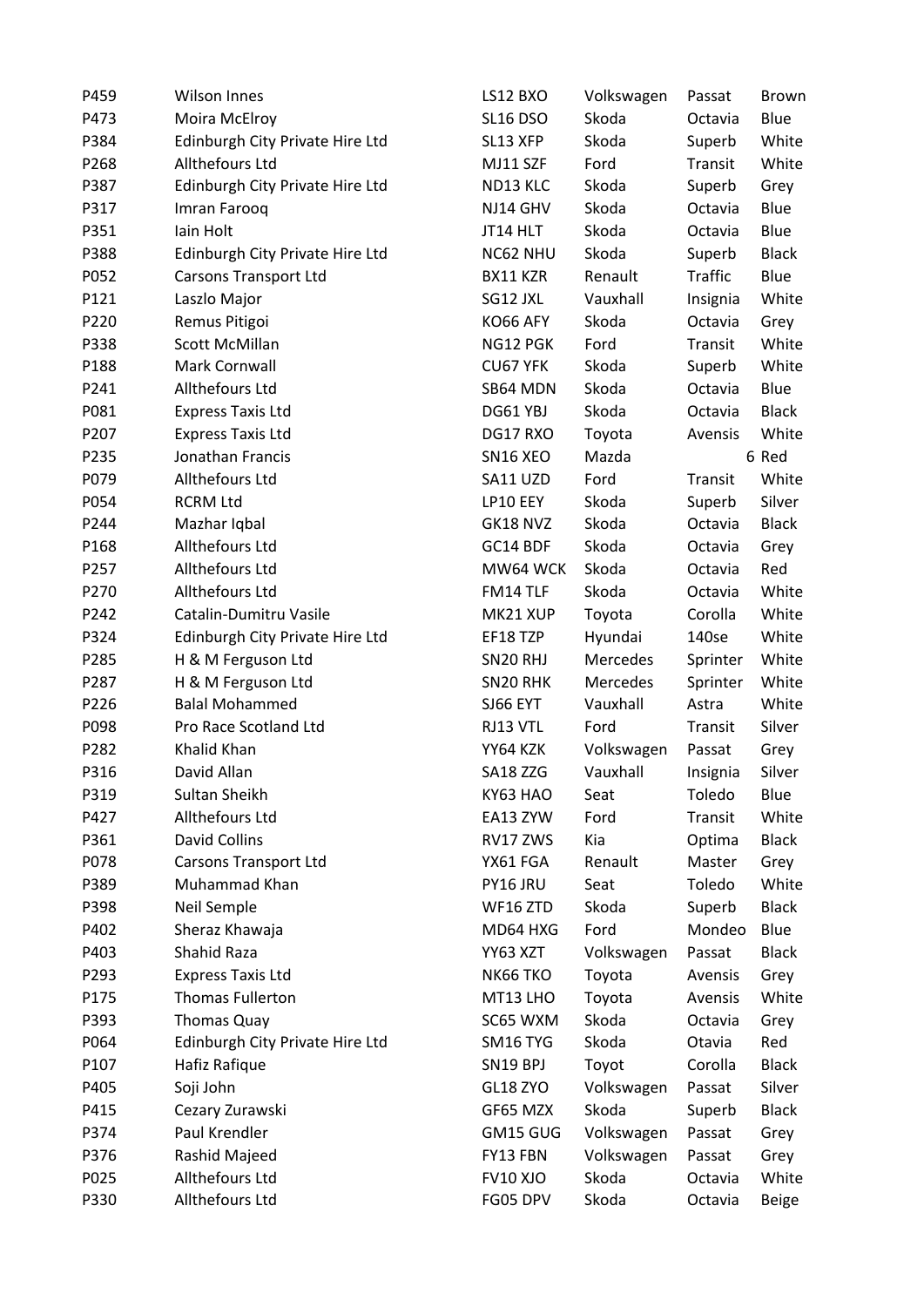| | | | | | |
|---|---|---|---|---|---|
| P459 | Wilson Innes | LS12 BXO | Volkswagen | Passat | Brown |
| P473 | Moira McElroy | SL16 DSO | Skoda | Octavia | Blue |
| P384 | Edinburgh City Private Hire Ltd | SL13 XFP | Skoda | Superb | White |
| P268 | Allthefours Ltd | MJ11 SZF | Ford | Transit | White |
| P387 | Edinburgh City Private Hire Ltd | ND13 KLC | Skoda | Superb | Grey |
| P317 | Imran Farooq | NJ14 GHV | Skoda | Octavia | Blue |
| P351 | Iain Holt | JT14 HLT | Skoda | Octavia | Blue |
| P388 | Edinburgh City Private Hire Ltd | NC62 NHU | Skoda | Superb | Black |
| P052 | Carsons Transport Ltd | BX11 KZR | Renault | Traffic | Blue |
| P121 | Laszlo Major | SG12 JXL | Vauxhall | Insignia | White |
| P220 | Remus Pitigoi | KO66 AFY | Skoda | Octavia | Grey |
| P338 | Scott McMillan | NG12 PGK | Ford | Transit | White |
| P188 | Mark Cornwall | CU67 YFK | Skoda | Superb | White |
| P241 | Allthefours Ltd | SB64 MDN | Skoda | Octavia | Blue |
| P081 | Express Taxis Ltd | DG61 YBJ | Skoda | Octavia | Black |
| P207 | Express Taxis Ltd | DG17 RXO | Toyota | Avensis | White |
| P235 | Jonathan Francis | SN16 XEO | Mazda | 6 | Red |
| P079 | Allthefours Ltd | SA11 UZD | Ford | Transit | White |
| P054 | RCRM Ltd | LP10 EEY | Skoda | Superb | Silver |
| P244 | Mazhar Iqbal | GK18 NVZ | Skoda | Octavia | Black |
| P168 | Allthefours Ltd | GC14 BDF | Skoda | Octavia | Grey |
| P257 | Allthefours Ltd | MW64 WCK | Skoda | Octavia | Red |
| P270 | Allthefours Ltd | FM14 TLF | Skoda | Octavia | White |
| P242 | Catalin-Dumitru Vasile | MK21 XUP | Toyota | Corolla | White |
| P324 | Edinburgh City Private Hire Ltd | EF18 TZP | Hyundai | 140se | White |
| P285 | H & M Ferguson Ltd | SN20 RHJ | Mercedes | Sprinter | White |
| P287 | H & M Ferguson Ltd | SN20 RHK | Mercedes | Sprinter | White |
| P226 | Balal Mohammed | SJ66 EYT | Vauxhall | Astra | White |
| P098 | Pro Race Scotland Ltd | RJ13 VTL | Ford | Transit | Silver |
| P282 | Khalid Khan | YY64 KZK | Volkswagen | Passat | Grey |
| P316 | David Allan | SA18 ZZG | Vauxhall | Insignia | Silver |
| P319 | Sultan Sheikh | KY63 HAO | Seat | Toledo | Blue |
| P427 | Allthefours Ltd | EA13 ZYW | Ford | Transit | White |
| P361 | David Collins | RV17 ZWS | Kia | Optima | Black |
| P078 | Carsons Transport Ltd | YX61 FGA | Renault | Master | Grey |
| P389 | Muhammad Khan | PY16 JRU | Seat | Toledo | White |
| P398 | Neil Semple | WF16 ZTD | Skoda | Superb | Black |
| P402 | Sheraz Khawaja | MD64 HXG | Ford | Mondeo | Blue |
| P403 | Shahid Raza | YY63 XZT | Volkswagen | Passat | Black |
| P293 | Express Taxis Ltd | NK66 TKO | Toyota | Avensis | Grey |
| P175 | Thomas Fullerton | MT13 LHO | Toyota | Avensis | White |
| P393 | Thomas Quay | SC65 WXM | Skoda | Octavia | Grey |
| P064 | Edinburgh City Private Hire Ltd | SM16 TYG | Skoda | Otavia | Red |
| P107 | Hafiz Rafique | SN19 BPJ | Toyot | Corolla | Black |
| P405 | Soji John | GL18 ZYO | Volkswagen | Passat | Silver |
| P415 | Cezary Zurawski | GF65 MZX | Skoda | Superb | Black |
| P374 | Paul Krendler | GM15 GUG | Volkswagen | Passat | Grey |
| P376 | Rashid Majeed | FY13 FBN | Volkswagen | Passat | Grey |
| P025 | Allthefours Ltd | FV10 XJO | Skoda | Octavia | White |
| P330 | Allthefours Ltd | FG05 DPV | Skoda | Octavia | Beige |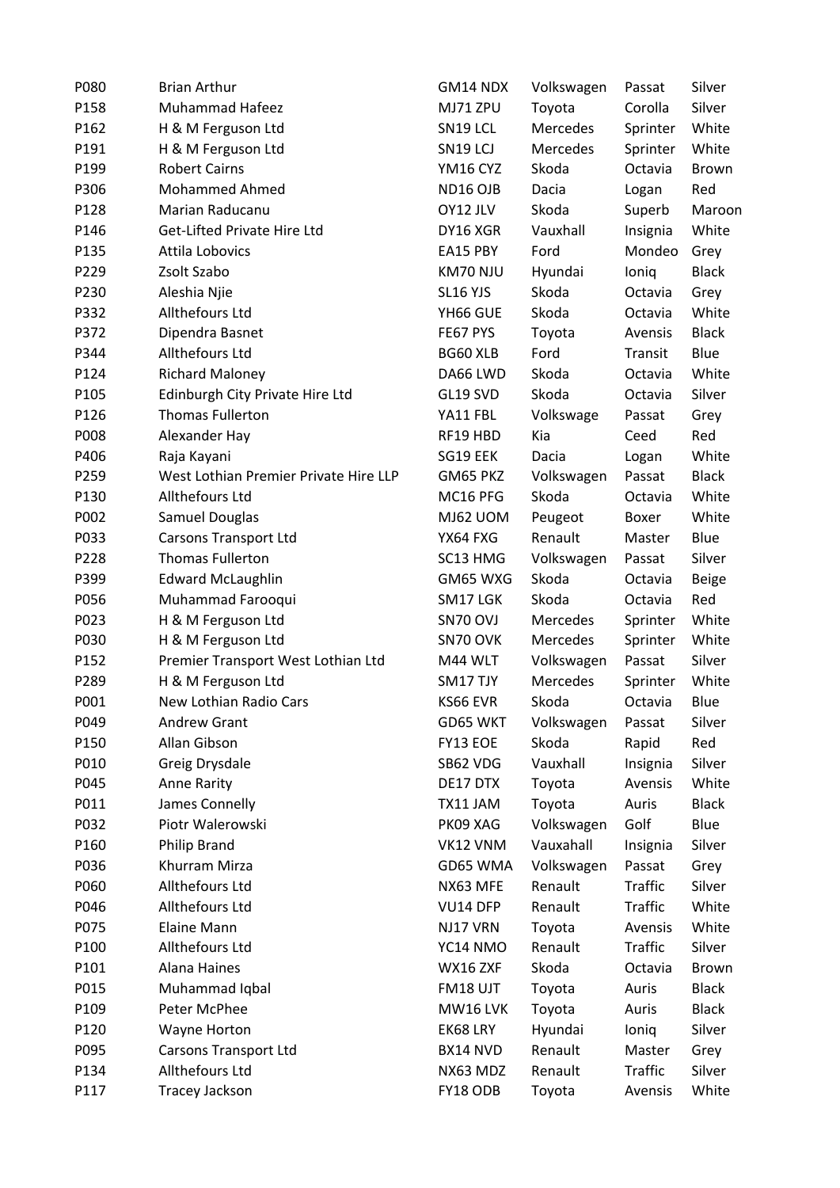| | | | | | |
|---|---|---|---|---|---|
| P080 | Brian Arthur | GM14 NDX | Volkswagen | Passat | Silver |
| P158 | Muhammad Hafeez | MJ71 ZPU | Toyota | Corolla | Silver |
| P162 | H & M Ferguson Ltd | SN19 LCL | Mercedes | Sprinter | White |
| P191 | H & M Ferguson Ltd | SN19 LCJ | Mercedes | Sprinter | White |
| P199 | Robert Cairns | YM16 CYZ | Skoda | Octavia | Brown |
| P306 | Mohammed Ahmed | ND16 OJB | Dacia | Logan | Red |
| P128 | Marian Raducanu | OY12 JLV | Skoda | Superb | Maroon |
| P146 | Get-Lifted Private Hire Ltd | DY16 XGR | Vauxhall | Insignia | White |
| P135 | Attila Lobovics | EA15 PBY | Ford | Mondeo | Grey |
| P229 | Zsolt Szabo | KM70 NJU | Hyundai | Ioniq | Black |
| P230 | Aleshia Njie | SL16 YJS | Skoda | Octavia | Grey |
| P332 | Allthefours Ltd | YH66 GUE | Skoda | Octavia | White |
| P372 | Dipendra Basnet | FE67 PYS | Toyota | Avensis | Black |
| P344 | Allthefours Ltd | BG60 XLB | Ford | Transit | Blue |
| P124 | Richard Maloney | DA66 LWD | Skoda | Octavia | White |
| P105 | Edinburgh City Private Hire Ltd | GL19 SVD | Skoda | Octavia | Silver |
| P126 | Thomas Fullerton | YA11 FBL | Volkswage | Passat | Grey |
| P008 | Alexander Hay | RF19 HBD | Kia | Ceed | Red |
| P406 | Raja Kayani | SG19 EEK | Dacia | Logan | White |
| P259 | West Lothian Premier Private Hire LLP | GM65 PKZ | Volkswagen | Passat | Black |
| P130 | Allthefours Ltd | MC16 PFG | Skoda | Octavia | White |
| P002 | Samuel Douglas | MJ62 UOM | Peugeot | Boxer | White |
| P033 | Carsons Transport Ltd | YX64 FXG | Renault | Master | Blue |
| P228 | Thomas Fullerton | SC13 HMG | Volkswagen | Passat | Silver |
| P399 | Edward McLaughlin | GM65 WXG | Skoda | Octavia | Beige |
| P056 | Muhammad Farooqui | SM17 LGK | Skoda | Octavia | Red |
| P023 | H & M Ferguson Ltd | SN70 OVJ | Mercedes | Sprinter | White |
| P030 | H & M Ferguson Ltd | SN70 OVK | Mercedes | Sprinter | White |
| P152 | Premier Transport West Lothian Ltd | M44 WLT | Volkswagen | Passat | Silver |
| P289 | H & M Ferguson Ltd | SM17 TJY | Mercedes | Sprinter | White |
| P001 | New Lothian Radio Cars | KS66 EVR | Skoda | Octavia | Blue |
| P049 | Andrew Grant | GD65 WKT | Volkswagen | Passat | Silver |
| P150 | Allan Gibson | FY13 EOE | Skoda | Rapid | Red |
| P010 | Greig Drysdale | SB62 VDG | Vauxhall | Insignia | Silver |
| P045 | Anne Rarity | DE17 DTX | Toyota | Avensis | White |
| P011 | James Connelly | TX11 JAM | Toyota | Auris | Black |
| P032 | Piotr Walerowski | PK09 XAG | Volkswagen | Golf | Blue |
| P160 | Philip Brand | VK12 VNM | Vauxahall | Insignia | Silver |
| P036 | Khurram Mirza | GD65 WMA | Volkswagen | Passat | Grey |
| P060 | Allthefours Ltd | NX63 MFE | Renault | Traffic | Silver |
| P046 | Allthefours Ltd | VU14 DFP | Renault | Traffic | White |
| P075 | Elaine Mann | NJ17 VRN | Toyota | Avensis | White |
| P100 | Allthefours Ltd | YC14 NMO | Renault | Traffic | Silver |
| P101 | Alana Haines | WX16 ZXF | Skoda | Octavia | Brown |
| P015 | Muhammad Iqbal | FM18 UJT | Toyota | Auris | Black |
| P109 | Peter McPhee | MW16 LVK | Toyota | Auris | Black |
| P120 | Wayne Horton | EK68 LRY | Hyundai | Ioniq | Silver |
| P095 | Carsons Transport Ltd | BX14 NVD | Renault | Master | Grey |
| P134 | Allthefours Ltd | NX63 MDZ | Renault | Traffic | Silver |
| P117 | Tracey Jackson | FY18 ODB | Toyota | Avensis | White |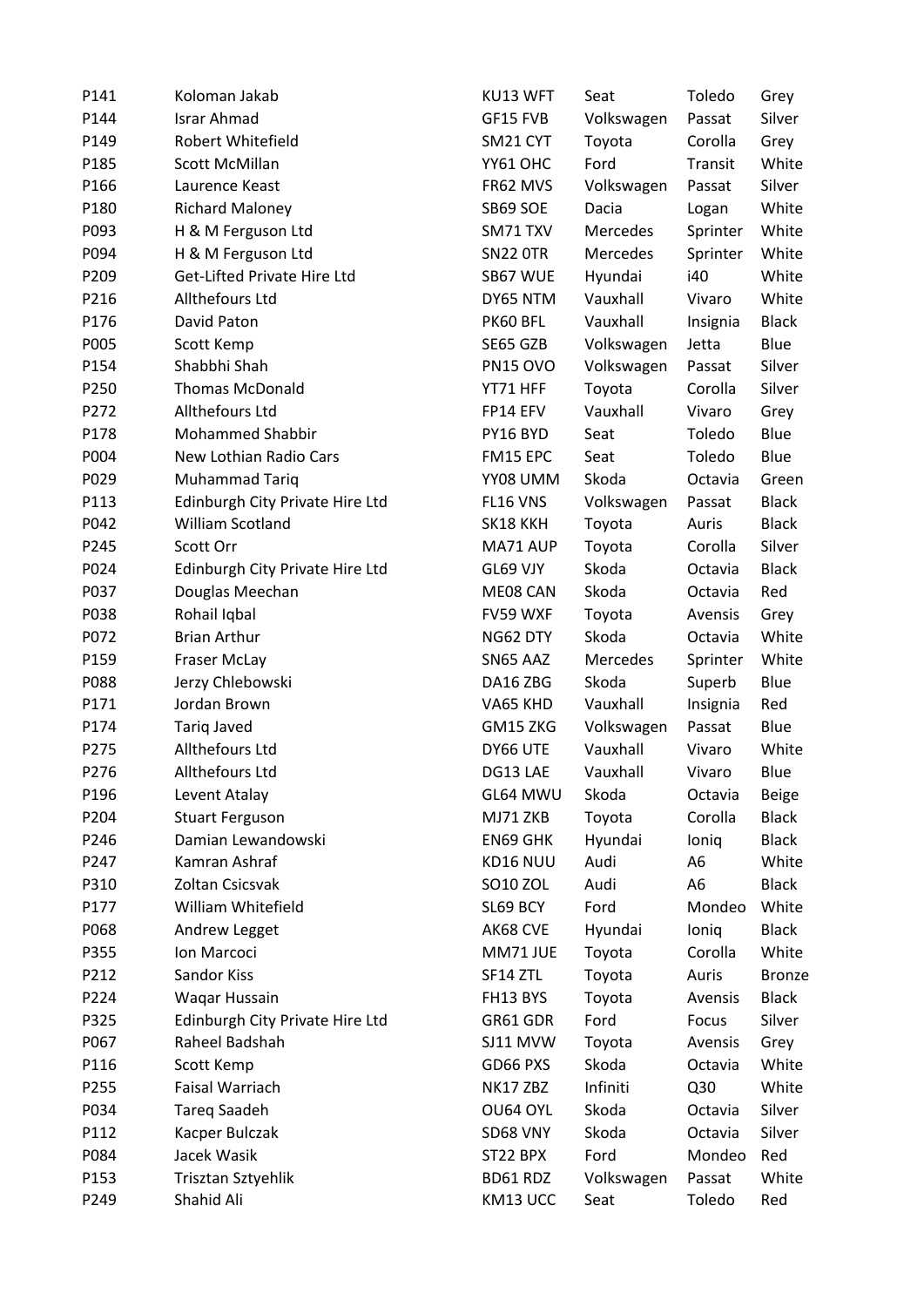| | | | | | |
|---|---|---|---|---|---|
| P141 | Koloman Jakab | KU13 WFT | Seat | Toledo | Grey |
| P144 | Israr Ahmad | GF15 FVB | Volkswagen | Passat | Silver |
| P149 | Robert Whitefield | SM21 CYT | Toyota | Corolla | Grey |
| P185 | Scott McMillan | YY61 OHC | Ford | Transit | White |
| P166 | Laurence Keast | FR62 MVS | Volkswagen | Passat | Silver |
| P180 | Richard Maloney | SB69 SOE | Dacia | Logan | White |
| P093 | H & M Ferguson Ltd | SM71 TXV | Mercedes | Sprinter | White |
| P094 | H & M Ferguson Ltd | SN22 0TR | Mercedes | Sprinter | White |
| P209 | Get-Lifted Private Hire Ltd | SB67 WUE | Hyundai | i40 | White |
| P216 | Allthefours Ltd | DY65 NTM | Vauxhall | Vivaro | White |
| P176 | David Paton | PK60 BFL | Vauxhall | Insignia | Black |
| P005 | Scott Kemp | SE65 GZB | Volkswagen | Jetta | Blue |
| P154 | Shabbhi Shah | PN15 OVO | Volkswagen | Passat | Silver |
| P250 | Thomas McDonald | YT71 HFF | Toyota | Corolla | Silver |
| P272 | Allthefours Ltd | FP14 EFV | Vauxhall | Vivaro | Grey |
| P178 | Mohammed Shabbir | PY16 BYD | Seat | Toledo | Blue |
| P004 | New Lothian Radio Cars | FM15 EPC | Seat | Toledo | Blue |
| P029 | Muhammad Tariq | YY08 UMM | Skoda | Octavia | Green |
| P113 | Edinburgh City Private Hire Ltd | FL16 VNS | Volkswagen | Passat | Black |
| P042 | William Scotland | SK18 KKH | Toyota | Auris | Black |
| P245 | Scott Orr | MA71 AUP | Toyota | Corolla | Silver |
| P024 | Edinburgh City Private Hire Ltd | GL69 VJY | Skoda | Octavia | Black |
| P037 | Douglas Meechan | ME08 CAN | Skoda | Octavia | Red |
| P038 | Rohail Iqbal | FV59 WXF | Toyota | Avensis | Grey |
| P072 | Brian Arthur | NG62 DTY | Skoda | Octavia | White |
| P159 | Fraser McLay | SN65 AAZ | Mercedes | Sprinter | White |
| P088 | Jerzy Chlebowski | DA16 ZBG | Skoda | Superb | Blue |
| P171 | Jordan Brown | VA65 KHD | Vauxhall | Insignia | Red |
| P174 | Tariq Javed | GM15 ZKG | Volkswagen | Passat | Blue |
| P275 | Allthefours Ltd | DY66 UTE | Vauxhall | Vivaro | White |
| P276 | Allthefours Ltd | DG13 LAE | Vauxhall | Vivaro | Blue |
| P196 | Levent Atalay | GL64 MWU | Skoda | Octavia | Beige |
| P204 | Stuart Ferguson | MJ71 ZKB | Toyota | Corolla | Black |
| P246 | Damian Lewandowski | EN69 GHK | Hyundai | Ioniq | Black |
| P247 | Kamran Ashraf | KD16 NUU | Audi | A6 | White |
| P310 | Zoltan Csicsvak | SO10 ZOL | Audi | A6 | Black |
| P177 | William Whitefield | SL69 BCY | Ford | Mondeo | White |
| P068 | Andrew Legget | AK68 CVE | Hyundai | Ioniq | Black |
| P355 | Ion Marcoci | MM71 JUE | Toyota | Corolla | White |
| P212 | Sandor Kiss | SF14 ZTL | Toyota | Auris | Bronze |
| P224 | Waqar Hussain | FH13 BYS | Toyota | Avensis | Black |
| P325 | Edinburgh City Private Hire Ltd | GR61 GDR | Ford | Focus | Silver |
| P067 | Raheel Badshah | SJ11 MVW | Toyota | Avensis | Grey |
| P116 | Scott Kemp | GD66 PXS | Skoda | Octavia | White |
| P255 | Faisal Warriach | NK17 ZBZ | Infiniti | Q30 | White |
| P034 | Tareq Saadeh | OU64 OYL | Skoda | Octavia | Silver |
| P112 | Kacper Bulczak | SD68 VNY | Skoda | Octavia | Silver |
| P084 | Jacek Wasik | ST22 BPX | Ford | Mondeo | Red |
| P153 | Trisztan Sztyehlik | BD61 RDZ | Volkswagen | Passat | White |
| P249 | Shahid Ali | KM13 UCC | Seat | Toledo | Red |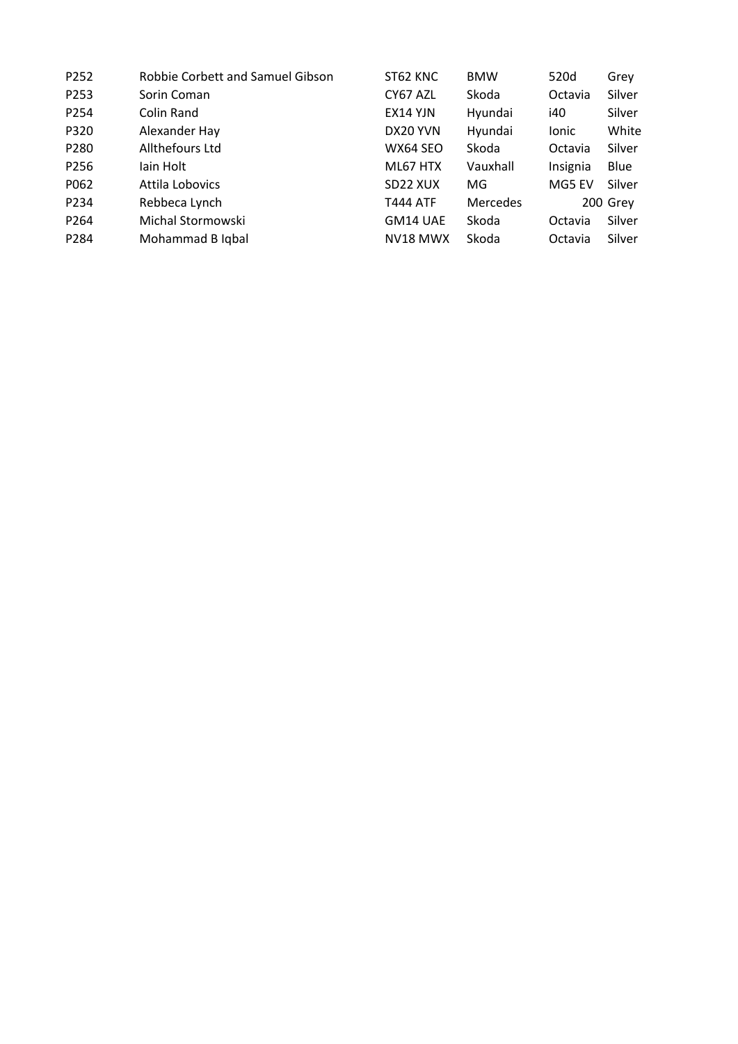| | | | | | |
|---|---|---|---|---|---|
| P252 | Robbie Corbett and Samuel Gibson | ST62 KNC | BMW | 520d | Grey |
| P253 | Sorin Coman | CY67 AZL | Skoda | Octavia | Silver |
| P254 | Colin Rand | EX14 YJN | Hyundai | i40 | Silver |
| P320 | Alexander Hay | DX20 YVN | Hyundai | Ionic | White |
| P280 | Allthefours Ltd | WX64 SEO | Skoda | Octavia | Silver |
| P256 | Iain Holt | ML67 HTX | Vauxhall | Insignia | Blue |
| P062 | Attila Lobovics | SD22 XUX | MG | MG5 EV | Silver |
| P234 | Rebbeca Lynch | T444 ATF | Mercedes | 200 | Grey |
| P264 | Michal Stormowski | GM14 UAE | Skoda | Octavia | Silver |
| P284 | Mohammad B Iqbal | NV18 MWX | Skoda | Octavia | Silver |